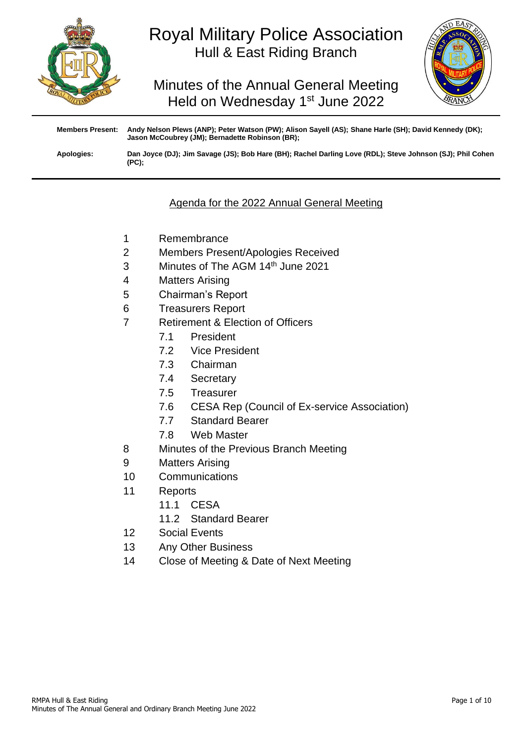# Royal Military Police Association

## Hull & East Riding Branch

## Minutes of the Annual General Meeting Held on Wednesday 1st June 2022

**Members Present:** **Andy Nelson Plews (ANP); Peter Watson (PW); Alison Sayell (AS); Shane Harle (SH); David Kennedy (DK); Jason McCoubrey (JM); Bernadette Robinson (BR);**

**Apologies:** **Dan Joyce (DJ); Jim Savage (JS); Bob Hare (BH); Rachel Darling Love (RDL); Steve Johnson (SJ); Phil Cohen (PC);**

---

### Agenda for the 2022 Annual General Meeting

1. Remembrance
2. Members Present/Apologies Received
3. Minutes of The AGM 14th June 2021
4. Matters Arising
5. Chairman's Report
6. Treasurers Report
7. Retirement & Election of Officers
   - 7.1 President
   - 7.2 Vice President
   - 7.3 Chairman
   - 7.4 Secretary
   - 7.5 Treasurer
   - 7.6 CESA Rep (Council of Ex-service Association)
   - 7.7 Standard Bearer
   - 7.8 Web Master
8. Minutes of the Previous Branch Meeting
9. Matters Arising
10. Communications
11. Reports
    - 11.1 CESA
    - 11.2 Standard Bearer
12. Social Events
13. Any Other Business
14. Close of Meeting & Date of Next Meeting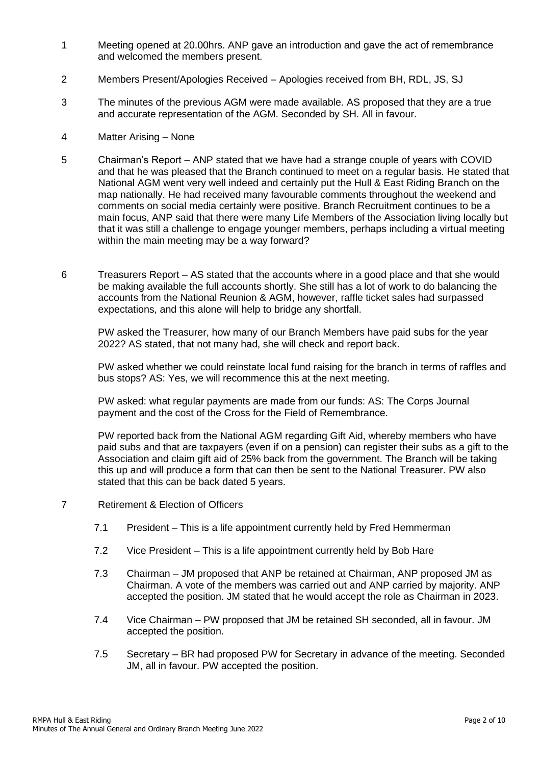1. Meeting opened at 20.00hrs. ANP gave an introduction and gave the act of remembrance and welcomed the members present.

2. Members Present/Apologies Received – Apologies received from BH, RDL, JS, SJ

3. The minutes of the previous AGM were made available. AS proposed that they are a true and accurate representation of the AGM. Seconded by SH. All in favour.

4. Matter Arising – None

5. Chairman's Report – ANP stated that we have had a strange couple of years with COVID and that he was pleased that the Branch continued to meet on a regular basis. He stated that National AGM went very well indeed and certainly put the Hull & East Riding Branch on the map nationally. He had received many favourable comments throughout the weekend and comments on social media certainly were positive. Branch Recruitment continues to be a main focus, ANP said that there were many Life Members of the Association living locally but that it was still a challenge to engage younger members, perhaps including a virtual meeting within the main meeting may be a way forward?

6. Treasurers Report – AS stated that the accounts where in a good place and that she would be making available the full accounts shortly. She still has a lot of work to do balancing the accounts from the National Reunion & AGM, however, raffle ticket sales had surpassed expectations, and this alone will help to bridge any shortfall.

   PW asked the Treasurer, how many of our Branch Members have paid subs for the year 2022? AS stated, that not many had, she will check and report back.

   PW asked whether we could reinstate local fund raising for the branch in terms of raffles and bus stops? AS: Yes, we will recommence this at the next meeting.

   PW asked: what regular payments are made from our funds: AS: The Corps Journal payment and the cost of the Cross for the Field of Remembrance.

   PW reported back from the National AGM regarding Gift Aid, whereby members who have paid subs and that are taxpayers (even if on a pension) can register their subs as a gift to the Association and claim gift aid of 25% back from the government. The Branch will be taking this up and will produce a form that can then be sent to the National Treasurer. PW also stated that this can be back dated 5 years.

7. Retirement & Election of Officers

   7.1 President – This is a life appointment currently held by Fred Hemmerman

   7.2 Vice President – This is a life appointment currently held by Bob Hare

   7.3 Chairman – JM proposed that ANP be retained at Chairman, ANP proposed JM as Chairman. A vote of the members was carried out and ANP carried by majority. ANP accepted the position. JM stated that he would accept the role as Chairman in 2023.

   7.4 Vice Chairman – PW proposed that JM be retained SH seconded, all in favour. JM accepted the position.

   7.5 Secretary – BR had proposed PW for Secretary in advance of the meeting. Seconded JM, all in favour. PW accepted the position.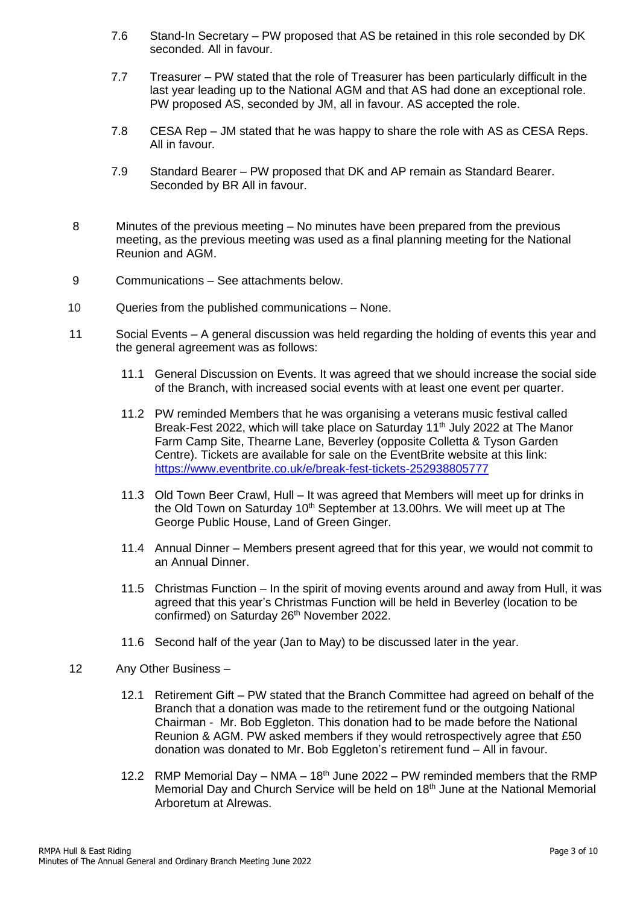7.6 Stand-In Secretary – PW proposed that AS be retained in this role seconded by DK seconded. All in favour.

7.7 Treasurer – PW stated that the role of Treasurer has been particularly difficult in the last year leading up to the National AGM and that AS had done an exceptional role. PW proposed AS, seconded by JM, all in favour. AS accepted the role.

7.8 CESA Rep – JM stated that he was happy to share the role with AS as CESA Reps. All in favour.

7.9 Standard Bearer – PW proposed that DK and AP remain as Standard Bearer. Seconded by BR All in favour.

8 Minutes of the previous meeting – No minutes have been prepared from the previous meeting, as the previous meeting was used as a final planning meeting for the National Reunion and AGM.

9 Communications – See attachments below.

10 Queries from the published communications – None.

11 Social Events – A general discussion was held regarding the holding of events this year and the general agreement was as follows:

11.1 General Discussion on Events. It was agreed that we should increase the social side of the Branch, with increased social events with at least one event per quarter.

11.2 PW reminded Members that he was organising a veterans music festival called Break-Fest 2022, which will take place on Saturday 11th July 2022 at The Manor Farm Camp Site, Thearne Lane, Beverley (opposite Colletta & Tyson Garden Centre). Tickets are available for sale on the EventBrite website at this link: https://www.eventbrite.co.uk/e/break-fest-tickets-252938805777

11.3 Old Town Beer Crawl, Hull – It was agreed that Members will meet up for drinks in the Old Town on Saturday 10th September at 13.00hrs. We will meet up at The George Public House, Land of Green Ginger.

11.4 Annual Dinner – Members present agreed that for this year, we would not commit to an Annual Dinner.

11.5 Christmas Function – In the spirit of moving events around and away from Hull, it was agreed that this year's Christmas Function will be held in Beverley (location to be confirmed) on Saturday 26th November 2022.

11.6 Second half of the year (Jan to May) to be discussed later in the year.

12 Any Other Business –

12.1 Retirement Gift – PW stated that the Branch Committee had agreed on behalf of the Branch that a donation was made to the retirement fund or the outgoing National Chairman - Mr. Bob Eggleton. This donation had to be made before the National Reunion & AGM. PW asked members if they would retrospectively agree that £50 donation was donated to Mr. Bob Eggleton's retirement fund – All in favour.

12.2 RMP Memorial Day – NMA – 18th June 2022 – PW reminded members that the RMP Memorial Day and Church Service will be held on 18th June at the National Memorial Arboretum at Alrewas.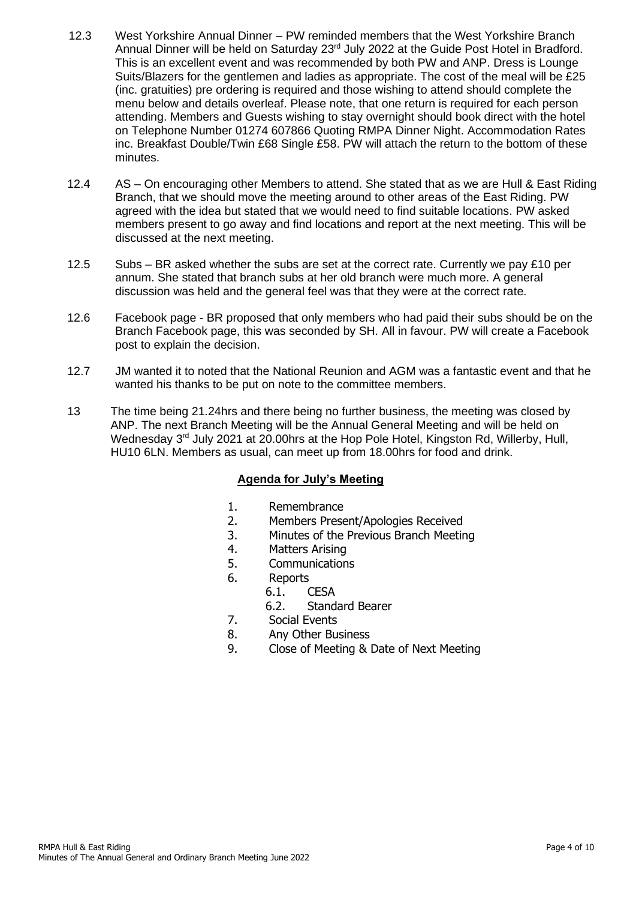12.3 West Yorkshire Annual Dinner – PW reminded members that the West Yorkshire Branch Annual Dinner will be held on Saturday 23rd July 2022 at the Guide Post Hotel in Bradford. This is an excellent event and was recommended by both PW and ANP. Dress is Lounge Suits/Blazers for the gentlemen and ladies as appropriate. The cost of the meal will be £25 (inc. gratuities) pre ordering is required and those wishing to attend should complete the menu below and details overleaf. Please note, that one return is required for each person attending. Members and Guests wishing to stay overnight should book direct with the hotel on Telephone Number 01274 607866 Quoting RMPA Dinner Night. Accommodation Rates inc. Breakfast Double/Twin £68 Single £58. PW will attach the return to the bottom of these minutes.

12.4 AS – On encouraging other Members to attend. She stated that as we are Hull & East Riding Branch, that we should move the meeting around to other areas of the East Riding. PW agreed with the idea but stated that we would need to find suitable locations. PW asked members present to go away and find locations and report at the next meeting. This will be discussed at the next meeting.

12.5 Subs – BR asked whether the subs are set at the correct rate. Currently we pay £10 per annum. She stated that branch subs at her old branch were much more. A general discussion was held and the general feel was that they were at the correct rate.

12.6 Facebook page - BR proposed that only members who had paid their subs should be on the Branch Facebook page, this was seconded by SH. All in favour. PW will create a Facebook post to explain the decision.

12.7 JM wanted it to noted that the National Reunion and AGM was a fantastic event and that he wanted his thanks to be put on note to the committee members.

13 The time being 21.24hrs and there being no further business, the meeting was closed by ANP. The next Branch Meeting will be the Annual General Meeting and will be held on Wednesday 3rd July 2021 at 20.00hrs at the Hop Pole Hotel, Kingston Rd, Willerby, Hull, HU10 6LN. Members as usual, can meet up from 18.00hrs for food and drink.

**Agenda for July's Meeting**

1. Remembrance
2. Members Present/Apologies Received
3. Minutes of the Previous Branch Meeting
4. Matters Arising
5. Communications
6. Reports
   - 6.1. CESA
   - 6.2. Standard Bearer
7. Social Events
8. Any Other Business
9. Close of Meeting & Date of Next Meeting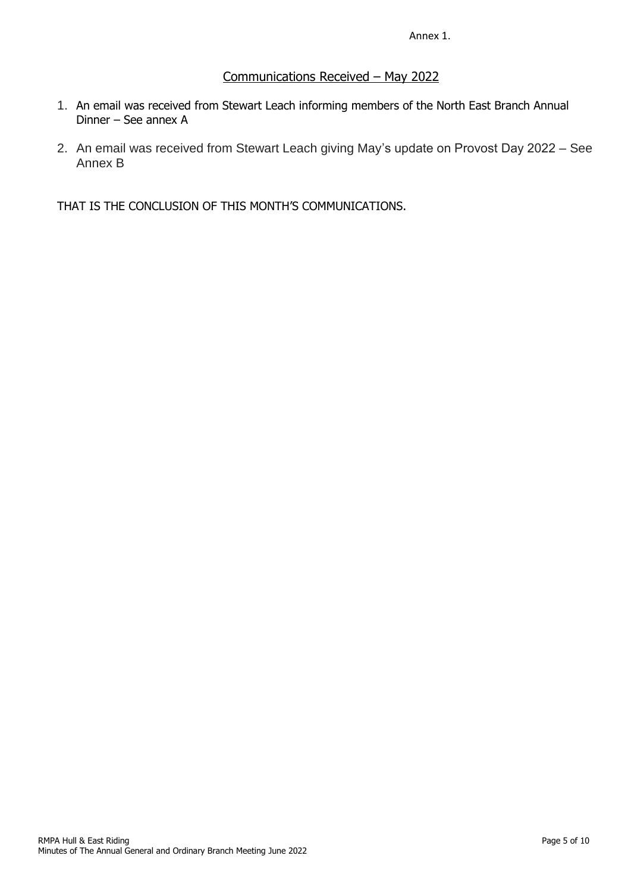Annex 1.

## Communications Received – May 2022

1. An email was received from Stewart Leach informing members of the North East Branch Annual Dinner – See annex A
2. An email was received from Stewart Leach giving May's update on Provost Day 2022 – See Annex B

THAT IS THE CONCLUSION OF THIS MONTH'S COMMUNICATIONS.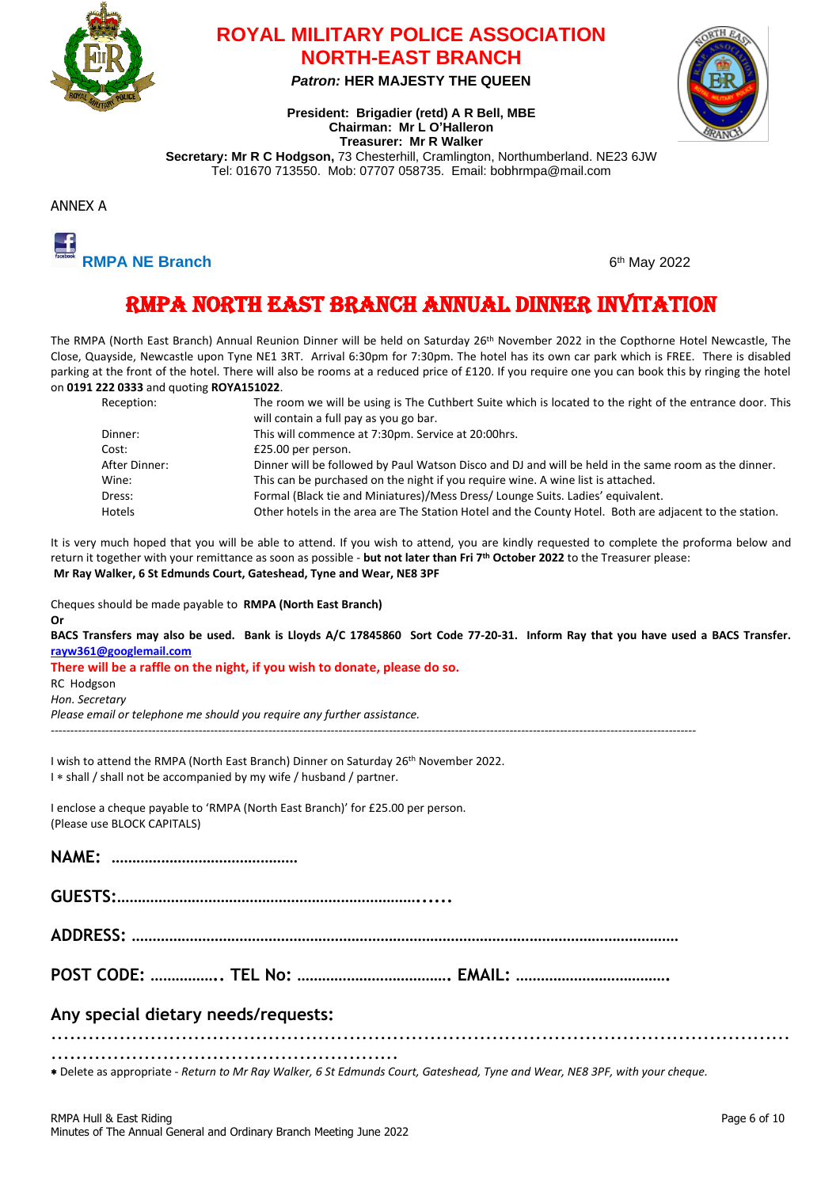# ROYAL MILITARY POLICE ASSOCIATION
# NORTH-EAST BRANCH

***Patron:* HER MAJESTY THE QUEEN**

**President: Brigadier (retd) A R Bell, MBE**
**Chairman: Mr L O'Halleron**
**Treasurer: Mr R Walker**
**Secretary: Mr R C Hodgson,** 73 Chesterhill, Cramlington, Northumberland. NE23 6JW
Tel: 01670 713550. Mob: 07707 058735. Email: bobhrmpa@mail.com

ANNEX A

**RMPA NE Branch**

6th May 2022

## RMPA NORTH EAST BRANCH ANNUAL DINNER INVITATION

The RMPA (North East Branch) Annual Reunion Dinner will be held on Saturday 26th November 2022 in the Copthorne Hotel Newcastle, The Close, Quayside, Newcastle upon Tyne NE1 3RT. Arrival 6:30pm for 7:30pm. The hotel has its own car park which is FREE. There is disabled parking at the front of the hotel. There will also be rooms at a reduced price of £120. If you require one you can book this by ringing the hotel on **0191 222 0333** and quoting **ROYA151022**.

| | |
|---|---|
| Reception: | The room we will be using is The Cuthbert Suite which is located to the right of the entrance door. This will contain a full pay as you go bar. |
| Dinner: | This will commence at 7:30pm. Service at 20:00hrs. |
| Cost: | £25.00 per person. |
| After Dinner: | Dinner will be followed by Paul Watson Disco and DJ and will be held in the same room as the dinner. |
| Wine: | This can be purchased on the night if you require wine. A wine list is attached. |
| Dress: | Formal (Black tie and Miniatures)/Mess Dress/ Lounge Suits. Ladies' equivalent. |
| Hotels | Other hotels in the area are The Station Hotel and the County Hotel. Both are adjacent to the station. |

It is very much hoped that you will be able to attend. If you wish to attend, you are kindly requested to complete the proforma below and return it together with your remittance as soon as possible - **but not later than Fri 7th October 2022** to the Treasurer please:
**Mr Ray Walker, 6 St Edmunds Court, Gateshead, Tyne and Wear, NE8 3PF**

Cheques should be made payable to **RMPA (North East Branch)**
**Or**
**BACS Transfers may also be used. Bank is Lloyds A/C 17845860 Sort Code 77-20-31. Inform Ray that you have used a BACS Transfer.** **rayw361@googlemail.com**

**There will be a raffle on the night, if you wish to donate, please do so.**

RC Hodgson
*Hon. Secretary*
*Please email or telephone me should you require any further assistance.*

---

I wish to attend the RMPA (North East Branch) Dinner on Saturday 26th November 2022.
I * shall / shall not be accompanied by my wife / husband / partner.

I enclose a cheque payable to 'RMPA (North East Branch)' for £25.00 per person.
(Please use BLOCK CAPITALS)

**NAME: ……………………………………**

**GUESTS:……………………………………………………………….....**

**ADDRESS: ………………………………………………………………………………………………………**

**POST CODE: ……………. TEL No: ………………………………. EMAIL: ……………………………….**

**Any special dietary needs/requests:**

……………………………………………………………………………………………………………
………………………………………………

* Delete as appropriate - *Return to Mr Ray Walker, 6 St Edmunds Court, Gateshead, Tyne and Wear, NE8 3PF, with your cheque.*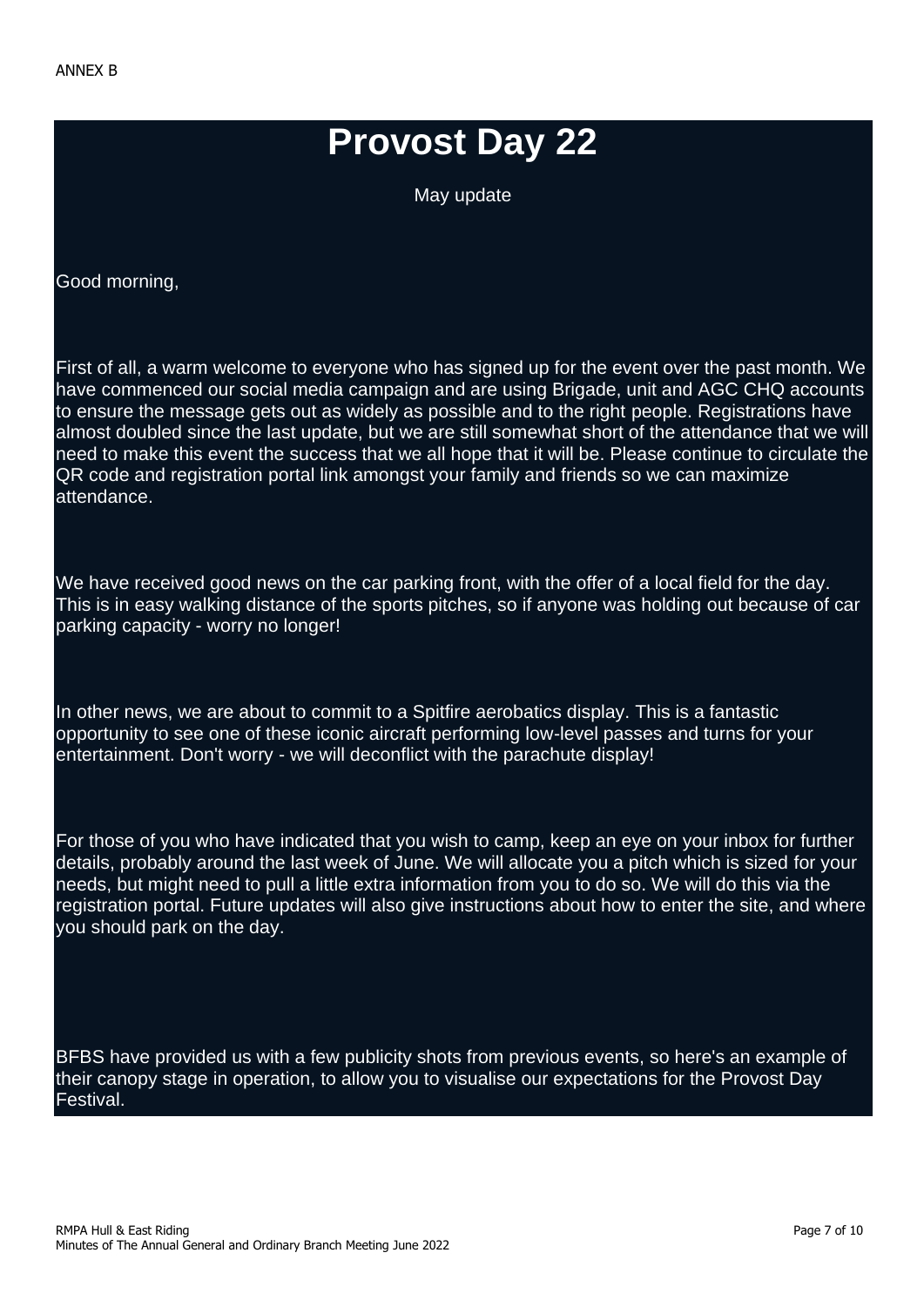ANNEX B

# Provost Day 22

May update

Good morning,

First of all, a warm welcome to everyone who has signed up for the event over the past month. We have commenced our social media campaign and are using Brigade, unit and AGC CHQ accounts to ensure the message gets out as widely as possible and to the right people. Registrations have almost doubled since the last update, but we are still somewhat short of the attendance that we will need to make this event the success that we all hope that it will be. Please continue to circulate the QR code and registration portal link amongst your family and friends so we can maximize attendance.

We have received good news on the car parking front, with the offer of a local field for the day. This is in easy walking distance of the sports pitches, so if anyone was holding out because of car parking capacity - worry no longer!

In other news, we are about to commit to a Spitfire aerobatics display. This is a fantastic opportunity to see one of these iconic aircraft performing low-level passes and turns for your entertainment. Don't worry - we will deconflict with the parachute display!

For those of you who have indicated that you wish to camp, keep an eye on your inbox for further details, probably around the last week of June. We will allocate you a pitch which is sized for your needs, but might need to pull a little extra information from you to do so. We will do this via the registration portal. Future updates will also give instructions about how to enter the site, and where you should park on the day.

BFBS have provided us with a few publicity shots from previous events, so here's an example of their canopy stage in operation, to allow you to visualise our expectations for the Provost Day Festival.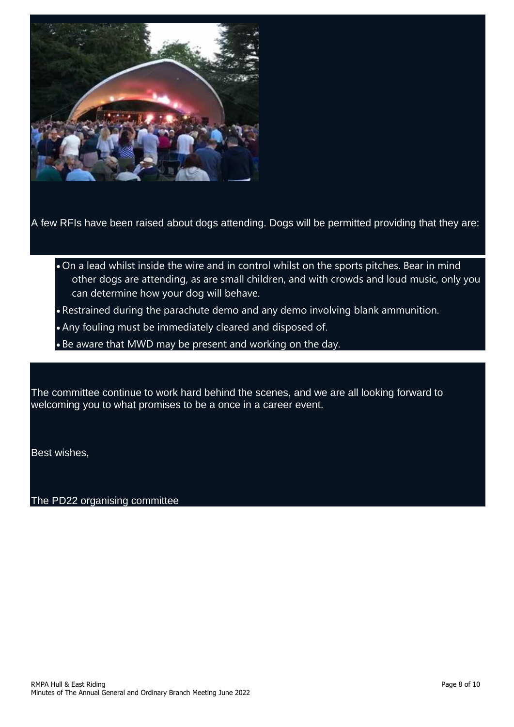A few RFIs have been raised about dogs attending. Dogs will be permitted providing that they are:

- On a lead whilst inside the wire and in control whilst on the sports pitches. Bear in mind other dogs are attending, as are small children, and with crowds and loud music, only you can determine how your dog will behave.
- Restrained during the parachute demo and any demo involving blank ammunition.
- Any fouling must be immediately cleared and disposed of.
- Be aware that MWD may be present and working on the day.

The committee continue to work hard behind the scenes, and we are all looking forward to welcoming you to what promises to be a once in a career event.

Best wishes,

The PD22 organising committee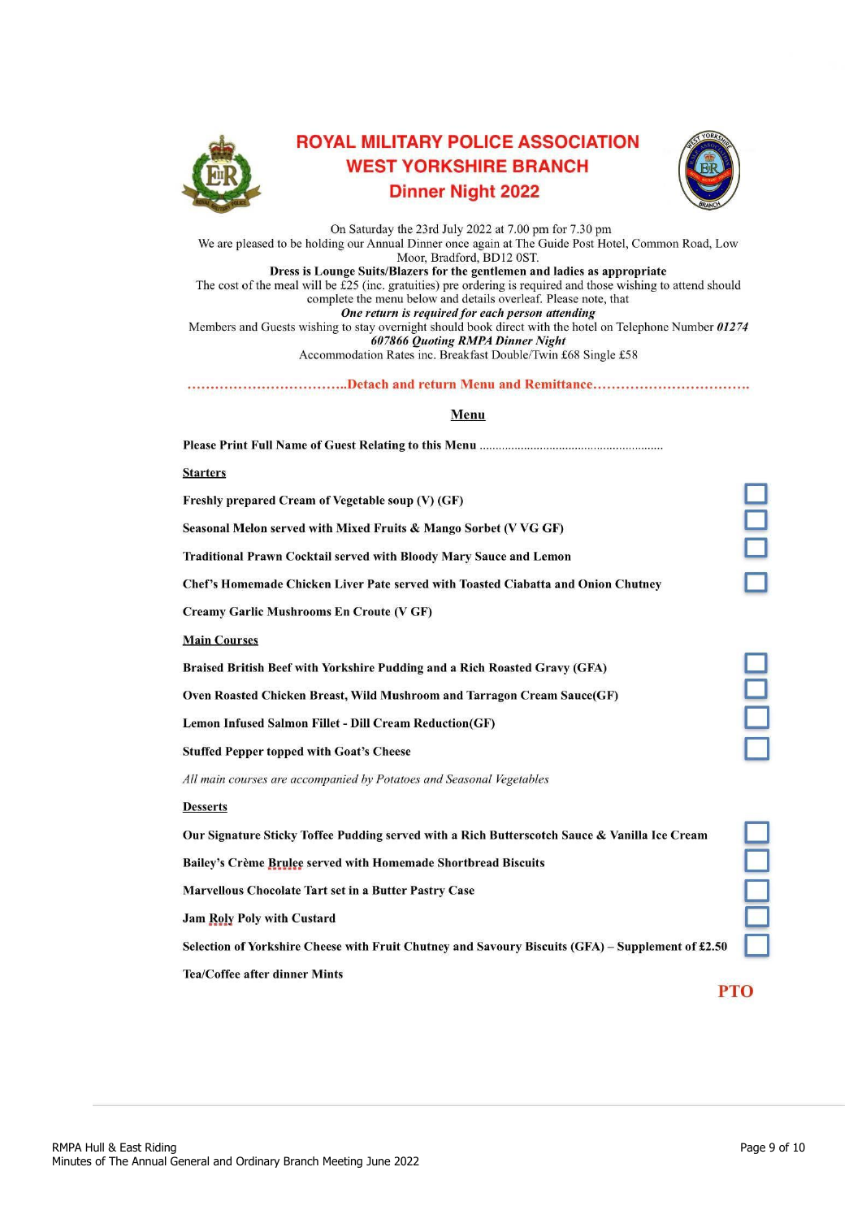# ROYAL MILITARY POLICE ASSOCIATION
## WEST YORKSHIRE BRANCH
## Dinner Night 2022

On Saturday the 23rd July 2022 at 7.00 pm for 7.30 pm
We are pleased to be holding our Annual Dinner once again at The Guide Post Hotel, Common Road, Low Moor, Bradford, BD12 0ST.
**Dress is Lounge Suits/Blazers for the gentlemen and ladies as appropriate**
The cost of the meal will be £25 (inc. gratuities) pre ordering is required and those wishing to attend should complete the menu below and details overleaf. Please note, that
***One return is required for each person attending***
Members and Guests wishing to stay overnight should book direct with the hotel on Telephone Number ***01274 607866 Quoting RMPA Dinner Night***
Accommodation Rates inc. Breakfast Double/Twin £68 Single £58

……………………………..Detach and return Menu and Remittance…………………………….

**Menu**

**Please Print Full Name of Guest Relating to this Menu** ……………………………………………………

**Starters**

- **Freshly prepared Cream of Vegetable soup (V) (GF)** ☐
- **Seasonal Melon served with Mixed Fruits & Mango Sorbet (V VG GF)** ☐
- **Traditional Prawn Cocktail served with Bloody Mary Sauce and Lemon** ☐
- **Chef's Homemade Chicken Liver Pate served with Toasted Ciabatta and Onion Chutney** ☐
- **Creamy Garlic Mushrooms En Croute (V GF)**

**Main Courses**

- **Braised British Beef with Yorkshire Pudding and a Rich Roasted Gravy (GFA)** ☐
- **Oven Roasted Chicken Breast, Wild Mushroom and Tarragon Cream Sauce(GF)** ☐
- **Lemon Infused Salmon Fillet - Dill Cream Reduction(GF)** ☐
- **Stuffed Pepper topped with Goat's Cheese** ☐

*All main courses are accompanied by Potatoes and Seasonal Vegetables*

**Desserts**

- **Our Signature Sticky Toffee Pudding served with a Rich Butterscotch Sauce & Vanilla Ice Cream** ☐
- **Bailey's Crème Brulee served with Homemade Shortbread Biscuits** ☐
- **Marvellous Chocolate Tart set in a Butter Pastry Case** ☐
- **Jam Roly Poly with Custard** ☐
- **Selection of Yorkshire Cheese with Fruit Chutney and Savoury Biscuits (GFA) – Supplement of £2.50** ☐

**Tea/Coffee after dinner Mints**

**PTO**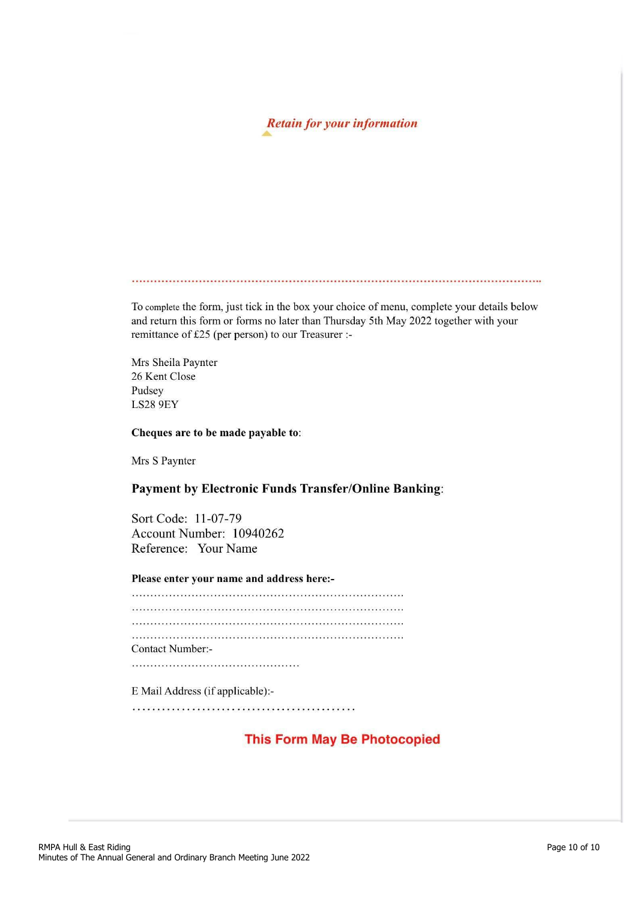*Retain for your information*

.......................................................................................................

To complete the form, just tick in the box your choice of menu, complete your details below and return this form or forms no later than Thursday 5th May 2022 together with your remittance of £25 (per person) to our Treasurer :-

Mrs Sheila Paynter
26 Kent Close
Pudsey
LS28 9EY

**Cheques are to be made payable to**:

Mrs S Paynter

**Payment by Electronic Funds Transfer/Online Banking**:

Sort Code: 11-07-79
Account Number: 10940262
Reference: Your Name

**Please enter your name and address here:-**

.......................................................................
.......................................................................
.......................................................................
.......................................................................

Contact Number:-

.............................................

E Mail Address (if applicable):-

.............................................

**This Form May Be Photocopied**